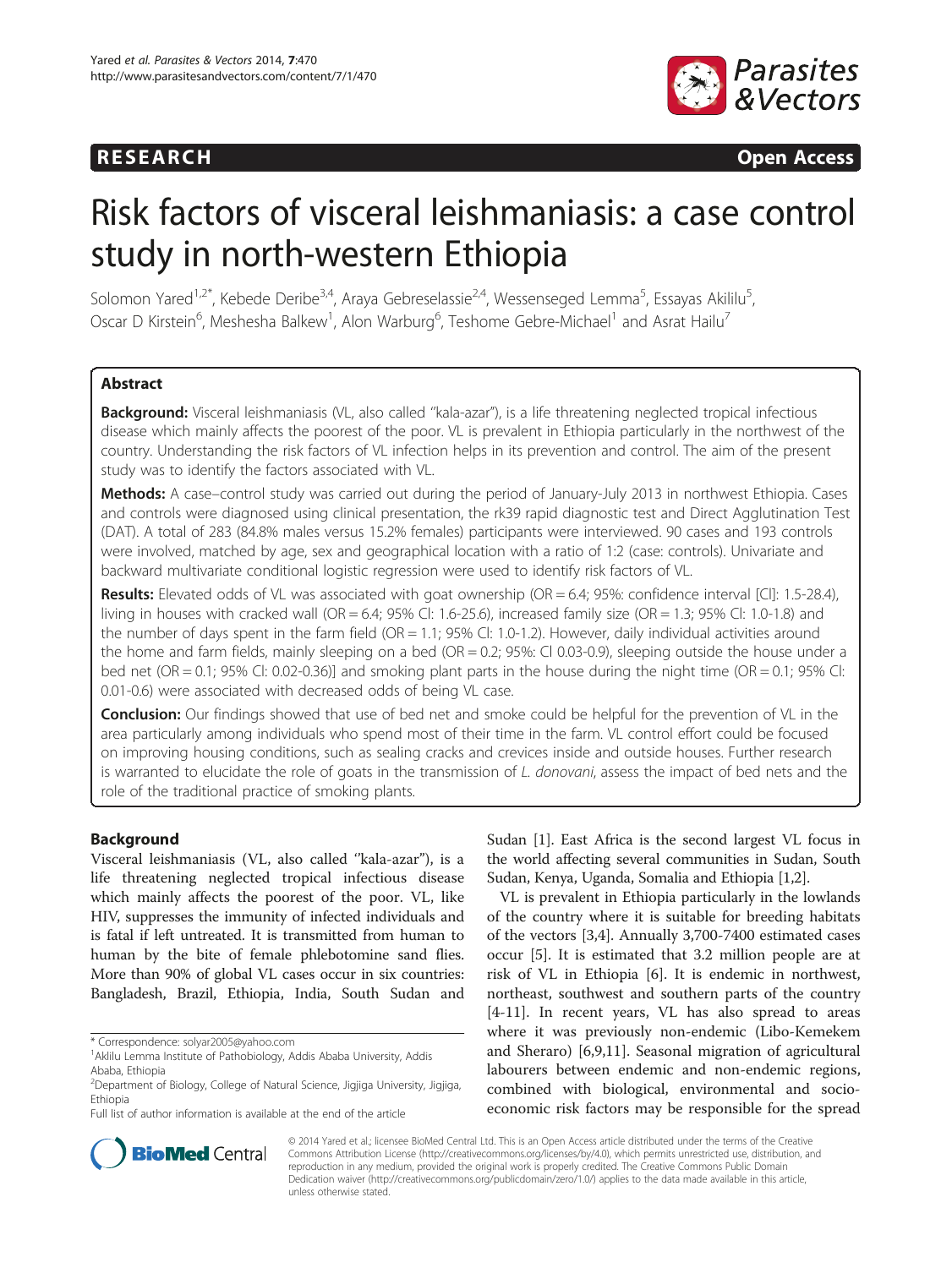**RESEARCH** **Open Access**

# Risk factors of visceral leishmaniasis: a case control study in north-western Ethiopia

Solomon Yared[1,2*], Kebede Deribe[3,4], Araya Gebreselassie[2,4], Wessenseged Lemma[5], Essayas Akililu[5], Oscar D Kirstein[6], Meshesha Balkew[1], Alon Warburg[6], Teshome Gebre-Michael[1] and Asrat Hailu[7]

## Abstract

**Background:** Visceral leishmaniasis (VL, also called ''kala-azar''), is a life threatening neglected tropical infectious disease which mainly affects the poorest of the poor. VL is prevalent in Ethiopia particularly in the northwest of the country. Understanding the risk factors of VL infection helps in its prevention and control. The aim of the present study was to identify the factors associated with VL.

**Methods:** A case–control study was carried out during the period of January-July 2013 in northwest Ethiopia. Cases and controls were diagnosed using clinical presentation, the rk39 rapid diagnostic test and Direct Agglutination Test (DAT). A total of 283 (84.8% males versus 15.2% females) participants were interviewed. 90 cases and 193 controls were involved, matched by age, sex and geographical location with a ratio of 1:2 (case: controls). Univariate and backward multivariate conditional logistic regression were used to identify risk factors of VL.

**Results:** Elevated odds of VL was associated with goat ownership (OR = 6.4; 95%: confidence interval [CI]: 1.5-28.4), living in houses with cracked wall (OR = 6.4; 95% CI: 1.6-25.6), increased family size (OR = 1.3; 95% CI: 1.0-1.8) and the number of days spent in the farm field (OR = 1.1; 95% CI: 1.0-1.2). However, daily individual activities around the home and farm fields, mainly sleeping on a bed (OR = 0.2; 95%: CI 0.03-0.9), sleeping outside the house under a bed net (OR = 0.1; 95% CI: 0.02-0.36)] and smoking plant parts in the house during the night time (OR = 0.1; 95% CI: 0.01-0.6) were associated with decreased odds of being VL case.

**Conclusion:** Our findings showed that use of bed net and smoke could be helpful for the prevention of VL in the area particularly among individuals who spend most of their time in the farm. VL control effort could be focused on improving housing conditions, such as sealing cracks and crevices inside and outside houses. Further research is warranted to elucidate the role of goats in the transmission of *L. donovani*, assess the impact of bed nets and the role of the traditional practice of smoking plants.

## Background

Visceral leishmaniasis (VL, also called ''kala-azar''), is a life threatening neglected tropical infectious disease which mainly affects the poorest of the poor. VL, like HIV, suppresses the immunity of infected individuals and is fatal if left untreated. It is transmitted from human to human by the bite of female phlebotomine sand flies. More than 90% of global VL cases occur in six countries: Bangladesh, Brazil, Ethiopia, India, South Sudan and Sudan [1]. East Africa is the second largest VL focus in the world affecting several communities in Sudan, South Sudan, Kenya, Uganda, Somalia and Ethiopia [1,2].

VL is prevalent in Ethiopia particularly in the lowlands of the country where it is suitable for breeding habitats of the vectors [3,4]. Annually 3,700-7400 estimated cases occur [5]. It is estimated that 3.2 million people are at risk of VL in Ethiopia [6]. It is endemic in northwest, northeast, southwest and southern parts of the country [4-11]. In recent years, VL has also spread to areas where it was previously non-endemic (Libo-Kemekem and Sheraro) [6,9,11]. Seasonal migration of agricultural labourers between endemic and non-endemic regions, combined with biological, environmental and socio-economic risk factors may be responsible for the spread

\* Correspondence: solyar2005@yahoo.com
[1]Aklilu Lemma Institute of Pathobiology, Addis Ababa University, Addis Ababa, Ethiopia
[2]Department of Biology, College of Natural Science, Jigjiga University, Jigjiga, Ethiopia
Full list of author information is available at the end of the article

© 2014 Yared et al.; licensee BioMed Central Ltd. This is an Open Access article distributed under the terms of the Creative Commons Attribution License (http://creativecommons.org/licenses/by/4.0), which permits unrestricted use, distribution, and reproduction in any medium, provided the original work is properly credited. The Creative Commons Public Domain Dedication waiver (http://creativecommons.org/publicdomain/zero/1.0/) applies to the data made available in this article, unless otherwise stated.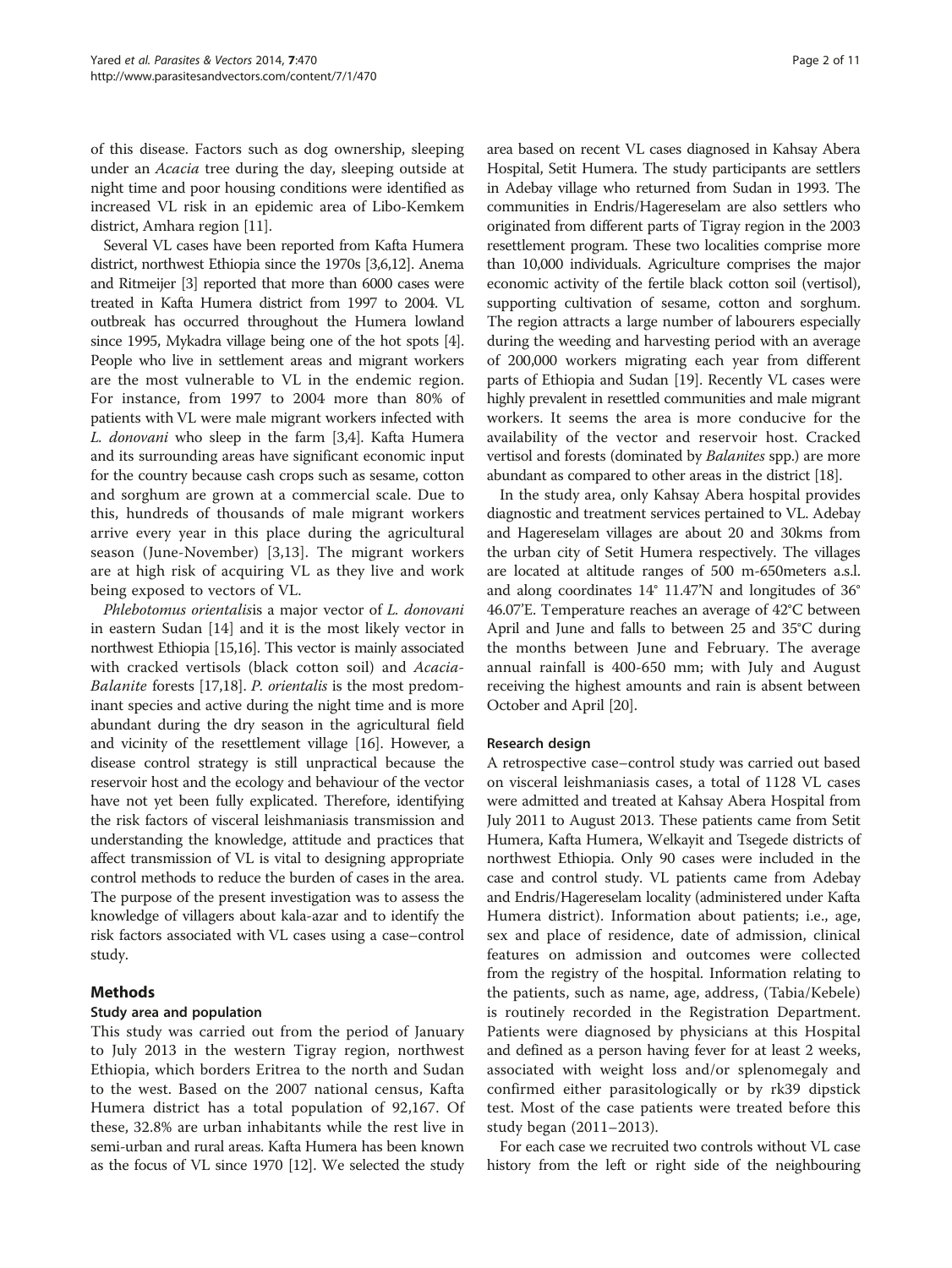of this disease. Factors such as dog ownership, sleeping under an *Acacia* tree during the day, sleeping outside at night time and poor housing conditions were identified as increased VL risk in an epidemic area of Libo-Kemkem district, Amhara region [11].

Several VL cases have been reported from Kafta Humera district, northwest Ethiopia since the 1970s [3,6,12]. Anema and Ritmeijer [3] reported that more than 6000 cases were treated in Kafta Humera district from 1997 to 2004. VL outbreak has occurred throughout the Humera lowland since 1995, Mykadra village being one of the hot spots [4]. People who live in settlement areas and migrant workers are the most vulnerable to VL in the endemic region. For instance, from 1997 to 2004 more than 80% of patients with VL were male migrant workers infected with *L. donovani* who sleep in the farm [3,4]. Kafta Humera and its surrounding areas have significant economic input for the country because cash crops such as sesame, cotton and sorghum are grown at a commercial scale. Due to this, hundreds of thousands of male migrant workers arrive every year in this place during the agricultural season (June-November) [3,13]. The migrant workers are at high risk of acquiring VL as they live and work being exposed to vectors of VL.

*Phlebotomus orientalis*is a major vector of *L. donovani* in eastern Sudan [14] and it is the most likely vector in northwest Ethiopia [15,16]. This vector is mainly associated with cracked vertisols (black cotton soil) and *Acacia-Balanite* forests [17,18]. *P. orientalis* is the most predominant species and active during the night time and is more abundant during the dry season in the agricultural field and vicinity of the resettlement village [16]. However, a disease control strategy is still unpractical because the reservoir host and the ecology and behaviour of the vector have not yet been fully explicated. Therefore, identifying the risk factors of visceral leishmaniasis transmission and understanding the knowledge, attitude and practices that affect transmission of VL is vital to designing appropriate control methods to reduce the burden of cases in the area. The purpose of the present investigation was to assess the knowledge of villagers about kala-azar and to identify the risk factors associated with VL cases using a case–control study.

## Methods

### Study area and population

This study was carried out from the period of January to July 2013 in the western Tigray region, northwest Ethiopia, which borders Eritrea to the north and Sudan to the west. Based on the 2007 national census, Kafta Humera district has a total population of 92,167. Of these, 32.8% are urban inhabitants while the rest live in semi-urban and rural areas. Kafta Humera has been known as the focus of VL since 1970 [12]. We selected the study area based on recent VL cases diagnosed in Kahsay Abera Hospital, Setit Humera. The study participants are settlers in Adebay village who returned from Sudan in 1993. The communities in Endris/Hagereselam are also settlers who originated from different parts of Tigray region in the 2003 resettlement program. These two localities comprise more than 10,000 individuals. Agriculture comprises the major economic activity of the fertile black cotton soil (vertisol), supporting cultivation of sesame, cotton and sorghum. The region attracts a large number of labourers especially during the weeding and harvesting period with an average of 200,000 workers migrating each year from different parts of Ethiopia and Sudan [19]. Recently VL cases were highly prevalent in resettled communities and male migrant workers. It seems the area is more conducive for the availability of the vector and reservoir host. Cracked vertisol and forests (dominated by *Balanites* spp.) are more abundant as compared to other areas in the district [18].

In the study area, only Kahsay Abera hospital provides diagnostic and treatment services pertained to VL. Adebay and Hagereselam villages are about 20 and 30kms from the urban city of Setit Humera respectively. The villages are located at altitude ranges of 500 m-650meters a.s.l. and along coordinates 14° 11.47'N and longitudes of 36° 46.07'E. Temperature reaches an average of 42°C between April and June and falls to between 25 and 35°C during the months between June and February. The average annual rainfall is 400-650 mm; with July and August receiving the highest amounts and rain is absent between October and April [20].

### Research design

A retrospective case–control study was carried out based on visceral leishmaniasis cases, a total of 1128 VL cases were admitted and treated at Kahsay Abera Hospital from July 2011 to August 2013. These patients came from Setit Humera, Kafta Humera, Welkayit and Tsegede districts of northwest Ethiopia. Only 90 cases were included in the case and control study. VL patients came from Adebay and Endris/Hagereselam locality (administered under Kafta Humera district). Information about patients; i.e., age, sex and place of residence, date of admission, clinical features on admission and outcomes were collected from the registry of the hospital. Information relating to the patients, such as name, age, address, (Tabia/Kebele) is routinely recorded in the Registration Department. Patients were diagnosed by physicians at this Hospital and defined as a person having fever for at least 2 weeks, associated with weight loss and/or splenomegaly and confirmed either parasitologically or by rk39 dipstick test. Most of the case patients were treated before this study began (2011–2013).

For each case we recruited two controls without VL case history from the left or right side of the neighbouring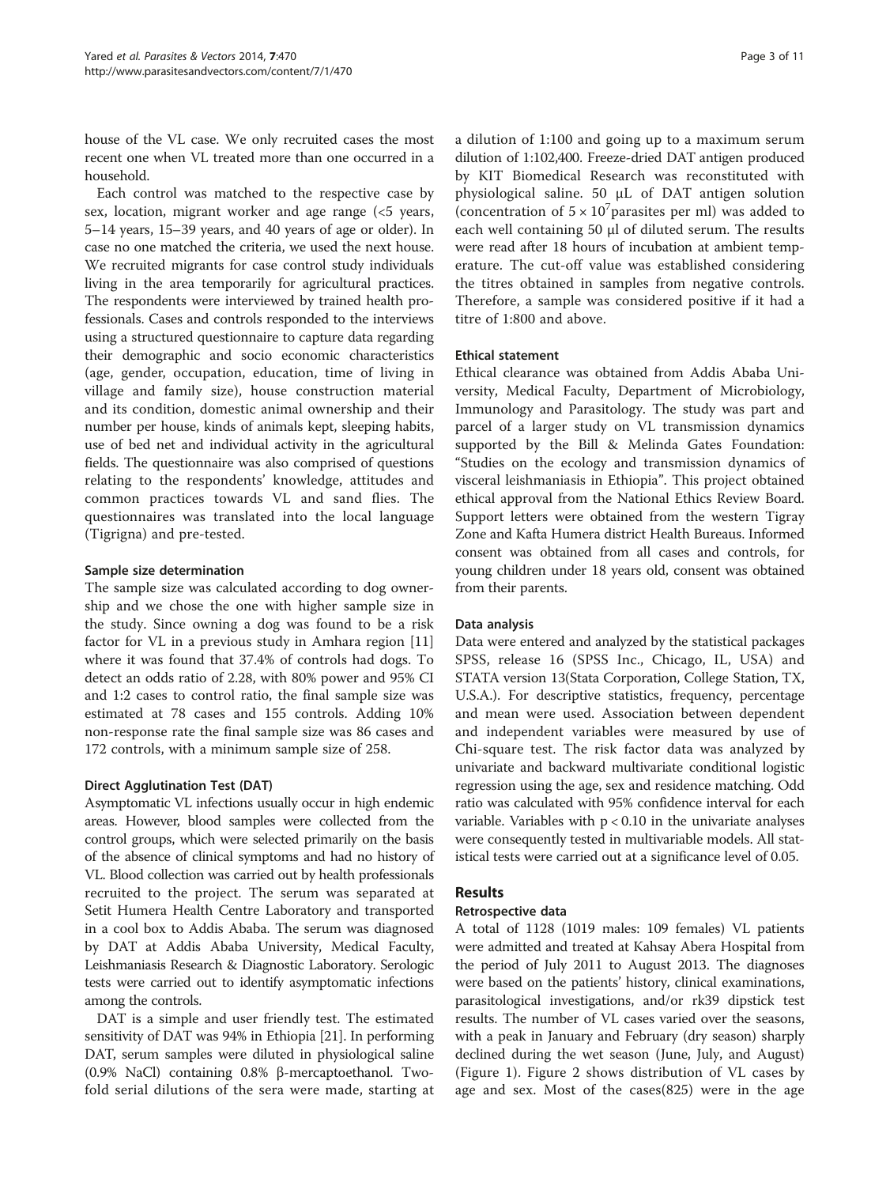house of the VL case. We only recruited cases the most recent one when VL treated more than one occurred in a household.

Each control was matched to the respective case by sex, location, migrant worker and age range (<5 years, 5–14 years, 15–39 years, and 40 years of age or older). In case no one matched the criteria, we used the next house. We recruited migrants for case control study individuals living in the area temporarily for agricultural practices. The respondents were interviewed by trained health professionals. Cases and controls responded to the interviews using a structured questionnaire to capture data regarding their demographic and socio economic characteristics (age, gender, occupation, education, time of living in village and family size), house construction material and its condition, domestic animal ownership and their number per house, kinds of animals kept, sleeping habits, use of bed net and individual activity in the agricultural fields. The questionnaire was also comprised of questions relating to the respondents' knowledge, attitudes and common practices towards VL and sand flies. The questionnaires was translated into the local language (Tigrigna) and pre-tested.

#### Sample size determination

The sample size was calculated according to dog ownership and we chose the one with higher sample size in the study. Since owning a dog was found to be a risk factor for VL in a previous study in Amhara region [11] where it was found that 37.4% of controls had dogs. To detect an odds ratio of 2.28, with 80% power and 95% CI and 1:2 cases to control ratio, the final sample size was estimated at 78 cases and 155 controls. Adding 10% non-response rate the final sample size was 86 cases and 172 controls, with a minimum sample size of 258.

#### Direct Agglutination Test (DAT)

Asymptomatic VL infections usually occur in high endemic areas. However, blood samples were collected from the control groups, which were selected primarily on the basis of the absence of clinical symptoms and had no history of VL. Blood collection was carried out by health professionals recruited to the project. The serum was separated at Setit Humera Health Centre Laboratory and transported in a cool box to Addis Ababa. The serum was diagnosed by DAT at Addis Ababa University, Medical Faculty, Leishmaniasis Research & Diagnostic Laboratory. Serologic tests were carried out to identify asymptomatic infections among the controls.

DAT is a simple and user friendly test. The estimated sensitivity of DAT was 94% in Ethiopia [21]. In performing DAT, serum samples were diluted in physiological saline (0.9% NaCl) containing 0.8% β-mercaptoethanol. Two-fold serial dilutions of the sera were made, starting at a dilution of 1:100 and going up to a maximum serum dilution of 1:102,400. Freeze-dried DAT antigen produced by KIT Biomedical Research was reconstituted with physiological saline. 50 μL of DAT antigen solution (concentration of $5 \times 10^7$ parasites per ml) was added to each well containing 50 μl of diluted serum. The results were read after 18 hours of incubation at ambient temperature. The cut-off value was established considering the titres obtained in samples from negative controls. Therefore, a sample was considered positive if it had a titre of 1:800 and above.

#### Ethical statement

Ethical clearance was obtained from Addis Ababa University, Medical Faculty, Department of Microbiology, Immunology and Parasitology. The study was part and parcel of a larger study on VL transmission dynamics supported by the Bill & Melinda Gates Foundation: "Studies on the ecology and transmission dynamics of visceral leishmaniasis in Ethiopia". This project obtained ethical approval from the National Ethics Review Board. Support letters were obtained from the western Tigray Zone and Kafta Humera district Health Bureaus. Informed consent was obtained from all cases and controls, for young children under 18 years old, consent was obtained from their parents.

#### Data analysis

Data were entered and analyzed by the statistical packages SPSS, release 16 (SPSS Inc., Chicago, IL, USA) and STATA version 13(Stata Corporation, College Station, TX, U.S.A.). For descriptive statistics, frequency, percentage and mean were used. Association between dependent and independent variables were measured by use of Chi-square test. The risk factor data was analyzed by univariate and backward multivariate conditional logistic regression using the age, sex and residence matching. Odd ratio was calculated with 95% confidence interval for each variable. Variables with $p < 0.10$ in the univariate analyses were consequently tested in multivariable models. All statistical tests were carried out at a significance level of 0.05.

## Results

### Retrospective data

A total of 1128 (1019 males: 109 females) VL patients were admitted and treated at Kahsay Abera Hospital from the period of July 2011 to August 2013. The diagnoses were based on the patients' history, clinical examinations, parasitological investigations, and/or rk39 dipstick test results. The number of VL cases varied over the seasons, with a peak in January and February (dry season) sharply declined during the wet season (June, July, and August) (Figure 1). Figure 2 shows distribution of VL cases by age and sex. Most of the cases(825) were in the age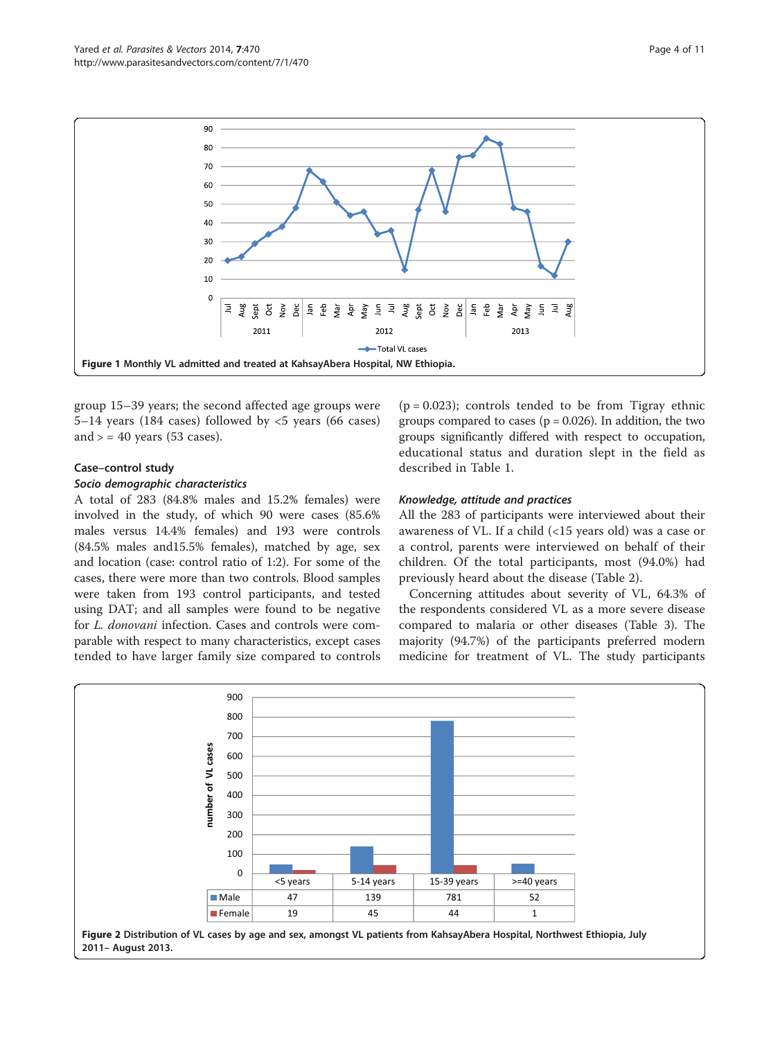Figure 1 Monthly VL admitted and treated at KahsayAbera Hospital, NW Ethiopia.

group 15–39 years; the second affected age groups were 5–14 years (184 cases) followed by <5 years (66 cases) and > = 40 years (53 cases).

## Case–control study

### Socio demographic characteristics

A total of 283 (84.8% males and 15.2% females) were involved in the study, of which 90 were cases (85.6% males versus 14.4% females) and 193 were controls (84.5% males and15.5% females), matched by age, sex and location (case: control ratio of 1:2). For some of the cases, there were more than two controls. Blood samples were taken from 193 control participants, and tested using DAT; and all samples were found to be negative for *L. donovani* infection. Cases and controls were comparable with respect to many characteristics, except cases tended to have larger family size compared to controls ($p = 0.023$); controls tended to be from Tigray ethnic groups compared to cases ($p = 0.026$). In addition, the two groups significantly differed with respect to occupation, educational status and duration slept in the field as described in Table 1.

### Knowledge, attitude and practices

All the 283 of participants were interviewed about their awareness of VL. If a child (<15 years old) was a case or a control, parents were interviewed on behalf of their children. Of the total participants, most (94.0%) had previously heard about the disease (Table 2).

Concerning attitudes about severity of VL, 64.3% of the respondents considered VL as a more severe disease compared to malaria or other diseases (Table 3). The majority (94.7%) of the participants preferred modern medicine for treatment of VL. The study participants

| | <5 years | 5-14 years | 15-39 years | >=40 years |
|---|---|---|---|---|
| Male | 47 | 139 | 781 | 52 |
| Female | 19 | 45 | 44 | 1 |

Figure 2 Distribution of VL cases by age and sex, amongst VL patients from KahsayAbera Hospital, Northwest Ethiopia, July 2011– August 2013.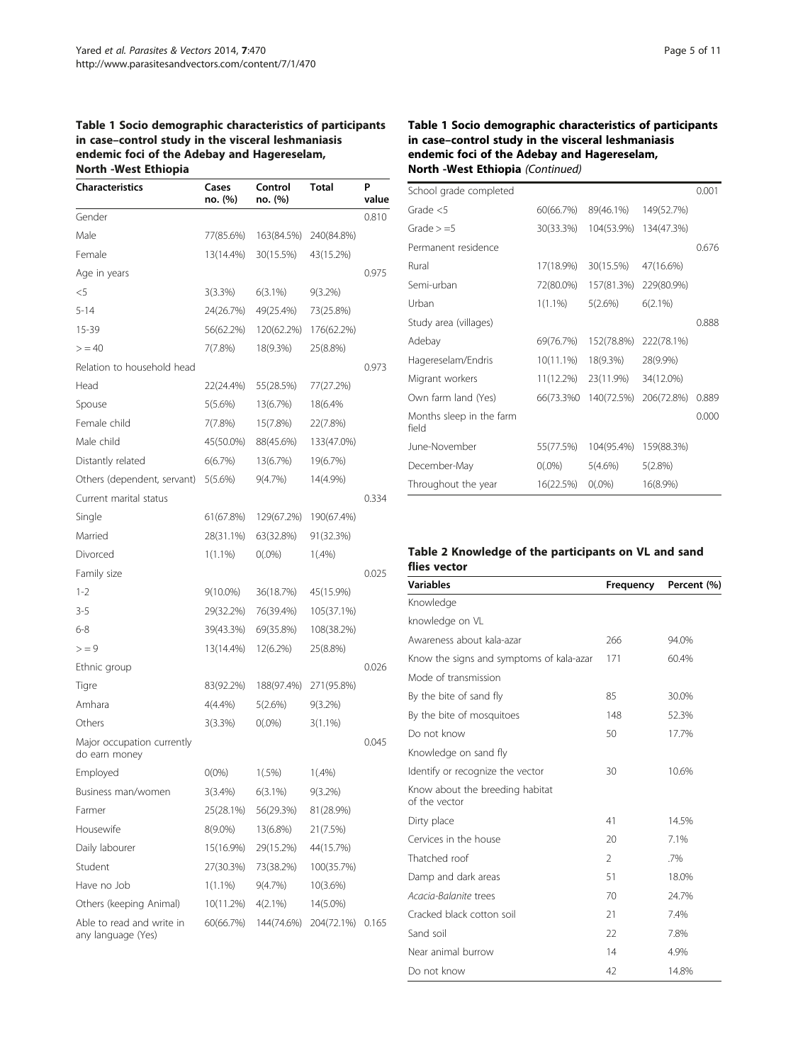**Table 1 Socio demographic characteristics of participants in case–control study in the visceral leshmaniasis endemic foci of the Adebay and Hagereselam, North -West Ethiopia**

| Characteristics | Cases no. (%) | Control no. (%) | Total | P value |
|---|---|---|---|---|
| Gender | | | | 0.810 |
| Male | 77(85.6%) | 163(84.5%) | 240(84.8%) | |
| Female | 13(14.4%) | 30(15.5%) | 43(15.2%) | |
| Age in years | | | | 0.975 |
| <5 | 3(3.3%) | 6(3.1%) | 9(3.2%) | |
| 5-14 | 24(26.7%) | 49(25.4%) | 73(25.8%) | |
| 15-39 | 56(62.2%) | 120(62.2%) | 176(62.2%) | |
| > = 40 | 7(7.8%) | 18(9.3%) | 25(8.8%) | |
| Relation to household head | | | | 0.973 |
| Head | 22(24.4%) | 55(28.5%) | 77(27.2%) | |
| Spouse | 5(5.6%) | 13(6.7%) | 18(6.4% | |
| Female child | 7(7.8%) | 15(7.8%) | 22(7.8%) | |
| Male child | 45(50.0%) | 88(45.6%) | 133(47.0%) | |
| Distantly related | 6(6.7%) | 13(6.7%) | 19(6.7%) | |
| Others (dependent, servant) | 5(5.6%) | 9(4.7%) | 14(4.9%) | |
| Current marital status | | | | 0.334 |
| Single | 61(67.8%) | 129(67.2%) | 190(67.4%) | |
| Married | 28(31.1%) | 63(32.8%) | 91(32.3%) | |
| Divorced | 1(1.1%) | 0(.0%) | 1(.4%) | |
| Family size | | | | 0.025 |
| 1-2 | 9(10.0%) | 36(18.7%) | 45(15.9%) | |
| 3-5 | 29(32.2%) | 76(39.4%) | 105(37.1%) | |
| 6-8 | 39(43.3%) | 69(35.8%) | 108(38.2%) | |
| > = 9 | 13(14.4%) | 12(6.2%) | 25(8.8%) | |
| Ethnic group | | | | 0.026 |
| Tigre | 83(92.2%) | 188(97.4%) | 271(95.8%) | |
| Amhara | 4(4.4%) | 5(2.6%) | 9(3.2%) | |
| Others | 3(3.3%) | 0(.0%) | 3(1.1%) | |
| Major occupation currently do earn money | | | | 0.045 |
| Employed | 0(0%) | 1(.5%) | 1(.4%) | |
| Business man/women | 3(3.4%) | 6(3.1%) | 9(3.2%) | |
| Farmer | 25(28.1%) | 56(29.3%) | 81(28.9%) | |
| Housewife | 8(9.0%) | 13(6.8%) | 21(7.5%) | |
| Daily labourer | 15(16.9%) | 29(15.2%) | 44(15.7%) | |
| Student | 27(30.3%) | 73(38.2%) | 100(35.7%) | |
| Have no Job | 1(1.1%) | 9(4.7%) | 10(3.6%) | |
| Others (keeping Animal) | 10(11.2%) | 4(2.1%) | 14(5.0%) | |
| Able to read and write in any language (Yes) | 60(66.7%) | 144(74.6%) | 204(72.1%) | 0.165 |
| School grade completed | | | | 0.001 |
| Grade <5 | 60(66.7%) | 89(46.1%) | 149(52.7%) | |
| Grade > =5 | 30(33.3%) | 104(53.9%) | 134(47.3%) | |
| Permanent residence | | | | 0.676 |
| Rural | 17(18.9%) | 30(15.5%) | 47(16.6%) | |
| Semi-urban | 72(80.0%) | 157(81.3%) | 229(80.9%) | |
| Urban | 1(1.1%) | 5(2.6%) | 6(2.1%) | |
| Study area (villages) | | | | 0.888 |
| Adebay | 69(76.7%) | 152(78.8%) | 222(78.1%) | |
| Hagereselam/Endris | 10(11.1%) | 18(9.3%) | 28(9.9%) | |
| Migrant workers | 11(12.2%) | 23(11.9%) | 34(12.0%) | |
| Own farm land (Yes) | 66(73.3%0 | 140(72.5%) | 206(72.8%) | 0.889 |
| Months sleep in the farm field | | | | 0.000 |
| June-November | 55(77.5%) | 104(95.4%) | 159(88.3%) | |
| December-May | 0(.0%) | 5(4.6%) | 5(2.8%) | |
| Throughout the year | 16(22.5%) | 0(.0%) | 16(8.9%) | |

**Table 2 Knowledge of the participants on VL and sand flies vector**

| Variables | Frequency | Percent (%) |
|---|---|---|
| Knowledge | | |
| knowledge on VL | | |
| Awareness about kala-azar | 266 | 94.0% |
| Know the signs and symptoms of kala-azar | 171 | 60.4% |
| Mode of transmission | | |
| By the bite of sand fly | 85 | 30.0% |
| By the bite of mosquitoes | 148 | 52.3% |
| Do not know | 50 | 17.7% |
| Knowledge on sand fly | | |
| Identify or recognize the vector | 30 | 10.6% |
| Know about the breeding habitat of the vector | | |
| Dirty place | 41 | 14.5% |
| Cervices in the house | 20 | 7.1% |
| Thatched roof | 2 | .7% |
| Damp and dark areas | 51 | 18.0% |
| *Acacia-Balanite* trees | 70 | 24.7% |
| Cracked black cotton soil | 21 | 7.4% |
| Sand soil | 22 | 7.8% |
| Near animal burrow | 14 | 4.9% |
| Do not know | 42 | 14.8% |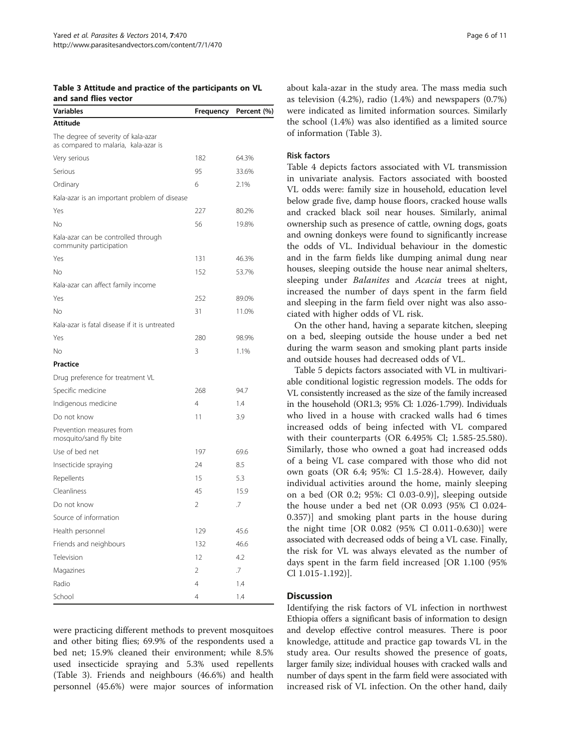**Table 3 Attitude and practice of the participants on VL and sand flies vector**

| Variables | Frequency | Percent (%) |
|---|---|---|
| **Attitude** | | |
| The degree of severity of kala-azar as compared to malaria, kala-azar is | | |
| Very serious | 182 | 64.3% |
| Serious | 95 | 33.6% |
| Ordinary | 6 | 2.1% |
| Kala-azar is an important problem of disease | | |
| Yes | 227 | 80.2% |
| No | 56 | 19.8% |
| Kala-azar can be controlled through community participation | | |
| Yes | 131 | 46.3% |
| No | 152 | 53.7% |
| Kala-azar can affect family income | | |
| Yes | 252 | 89.0% |
| No | 31 | 11.0% |
| Kala-azar is fatal disease if it is untreated | | |
| Yes | 280 | 98.9% |
| No | 3 | 1.1% |
| **Practice** | | |
| Drug preference for treatment VL | | |
| Specific medicine | 268 | 94.7 |
| Indigenous medicine | 4 | 1.4 |
| Do not know | 11 | 3.9 |
| Prevention measures from mosquito/sand fly bite | | |
| Use of bed net | 197 | 69.6 |
| Insecticide spraying | 24 | 8.5 |
| Repellents | 15 | 5.3 |
| Cleanliness | 45 | 15.9 |
| Do not know | 2 | .7 |
| Source of information | | |
| Health personnel | 129 | 45.6 |
| Friends and neighbours | 132 | 46.6 |
| Television | 12 | 4.2 |
| Magazines | 2 | .7 |
| Radio | 4 | 1.4 |
| School | 4 | 1.4 |

were practicing different methods to prevent mosquitoes and other biting flies; 69.9% of the respondents used a bed net; 15.9% cleaned their environment; while 8.5% used insecticide spraying and 5.3% used repellents (Table 3). Friends and neighbours (46.6%) and health personnel (45.6%) were major sources of information about kala-azar in the study area. The mass media such as television (4.2%), radio (1.4%) and newspapers (0.7%) were indicated as limited information sources. Similarly the school (1.4%) was also identified as a limited source of information (Table 3).

### Risk factors

Table 4 depicts factors associated with VL transmission in univariate analysis. Factors associated with boosted VL odds were: family size in household, education level below grade five, damp house floors, cracked house walls and cracked black soil near houses. Similarly, animal ownership such as presence of cattle, owning dogs, goats and owning donkeys were found to significantly increase the odds of VL. Individual behaviour in the domestic and in the farm fields like dumping animal dung near houses, sleeping outside the house near animal shelters, sleeping under *Balanites* and *Acacia* trees at night, increased the number of days spent in the farm field and sleeping in the farm field over night was also associated with higher odds of VL risk.

On the other hand, having a separate kitchen, sleeping on a bed, sleeping outside the house under a bed net during the warm season and smoking plant parts inside and outside houses had decreased odds of VL.

Table 5 depicts factors associated with VL in multivariable conditional logistic regression models. The odds for VL consistently increased as the size of the family increased in the household (OR1.3; 95% Cl: 1.026-1.799). Individuals who lived in a house with cracked walls had 6 times increased odds of being infected with VL compared with their counterparts (OR 6.495% Cl; 1.585-25.580). Similarly, those who owned a goat had increased odds of a being VL case compared with those who did not own goats (OR 6.4; 95%: Cl 1.5-28.4). However, daily individual activities around the home, mainly sleeping on a bed (OR 0.2; 95%: Cl 0.03-0.9)], sleeping outside the house under a bed net (OR 0.093 (95% Cl 0.024-0.357)] and smoking plant parts in the house during the night time [OR 0.082 (95% Cl 0.011-0.630)] were associated with decreased odds of being a VL case. Finally, the risk for VL was always elevated as the number of days spent in the farm field increased [OR 1.100 (95% Cl 1.015-1.192)].

## Discussion

Identifying the risk factors of VL infection in northwest Ethiopia offers a significant basis of information to design and develop effective control measures. There is poor knowledge, attitude and practice gap towards VL in the study area. Our results showed the presence of goats, larger family size; individual houses with cracked walls and number of days spent in the farm field were associated with increased risk of VL infection. On the other hand, daily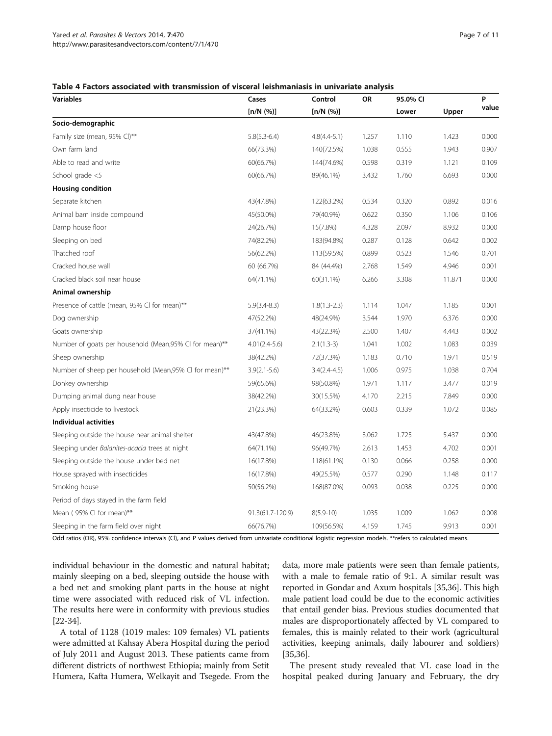**Table 4 Factors associated with transmission of visceral leishmaniasis in univariate analysis**

| Variables | Cases | Control | OR | 95.0% CI | | P value |
|---|---|---|---|---|---|---|
| | [n/N (%)] | [n/N (%)] | | Lower | Upper | |
| **Socio-demographic** | | | | | | |
| Family size (mean, 95% CI)** | 5.8(5.3-6.4) | 4.8(4.4-5.1) | 1.257 | 1.110 | 1.423 | 0.000 |
| Own farm land | 66(73.3%) | 140(72.5%) | 1.038 | 0.555 | 1.943 | 0.907 |
| Able to read and write | 60(66.7%) | 144(74.6%) | 0.598 | 0.319 | 1.121 | 0.109 |
| School grade <5 | 60(66.7%) | 89(46.1%) | 3.432 | 1.760 | 6.693 | 0.000 |
| **Housing condition** | | | | | | |
| Separate kitchen | 43(47.8%) | 122(63.2%) | 0.534 | 0.320 | 0.892 | 0.016 |
| Animal barn inside compound | 45(50.0%) | 79(40.9%) | 0.622 | 0.350 | 1.106 | 0.106 |
| Damp house floor | 24(26.7%) | 15(7.8%) | 4.328 | 2.097 | 8.932 | 0.000 |
| Sleeping on bed | 74(82.2%) | 183(94.8%) | 0.287 | 0.128 | 0.642 | 0.002 |
| Thatched roof | 56(62.2%) | 113(59.5%) | 0.899 | 0.523 | 1.546 | 0.701 |
| Cracked house wall | 60 (66.7%) | 84 (44.4%) | 2.768 | 1.549 | 4.946 | 0.001 |
| Cracked black soil near house | 64(71.1%) | 60(31.1%) | 6.266 | 3.308 | 11.871 | 0.000 |
| **Animal ownership** | | | | | | |
| Presence of cattle (mean, 95% CI for mean)** | 5.9(3.4-8.3) | 1.8(1.3-2.3) | 1.114 | 1.047 | 1.185 | 0.001 |
| Dog ownership | 47(52.2%) | 48(24.9%) | 3.544 | 1.970 | 6.376 | 0.000 |
| Goats ownership | 37(41.1%) | 43(22.3%) | 2.500 | 1.407 | 4.443 | 0.002 |
| Number of goats per household (Mean,95% CI for mean)** | 4.01(2.4-5.6) | 2.1(1.3-3) | 1.041 | 1.002 | 1.083 | 0.039 |
| Sheep ownership | 38(42.2%) | 72(37.3%) | 1.183 | 0.710 | 1.971 | 0.519 |
| Number of sheep per household (Mean,95% CI for mean)** | 3.9(2.1-5.6) | 3.4(2.4-4.5) | 1.006 | 0.975 | 1.038 | 0.704 |
| Donkey ownership | 59(65.6%) | 98(50.8%) | 1.971 | 1.117 | 3.477 | 0.019 |
| Dumping animal dung near house | 38(42.2%) | 30(15.5%) | 4.170 | 2.215 | 7.849 | 0.000 |
| Apply insecticide to livestock | 21(23.3%) | 64(33.2%) | 0.603 | 0.339 | 1.072 | 0.085 |
| **Individual activities** | | | | | | |
| Sleeping outside the house near animal shelter | 43(47.8%) | 46(23.8%) | 3.062 | 1.725 | 5.437 | 0.000 |
| Sleeping under *Balanites-acacia* trees at night | 64(71.1%) | 96(49.7%) | 2.613 | 1.453 | 4.702 | 0.001 |
| Sleeping outside the house under bed net | 16(17.8%) | 118(61.1%) | 0.130 | 0.066 | 0.258 | 0.000 |
| House sprayed with insecticides | 16(17.8%) | 49(25.5%) | 0.577 | 0.290 | 1.148 | 0.117 |
| Smoking house | 50(56.2%) | 168(87.0%) | 0.093 | 0.038 | 0.225 | 0.000 |
| Period of days stayed in the farm field | | | | | | |
| Mean ( 95% CI for mean)** | 91.3(61.7-120.9) | 8(5.9-10) | 1.035 | 1.009 | 1.062 | 0.008 |
| Sleeping in the farm field over night | 66(76.7%) | 109(56.5%) | 4.159 | 1.745 | 9.913 | 0.001 |

Odd ratios (OR), 95% confidence intervals (CI), and P values derived from univariate conditional logistic regression models. **refers to calculated means.

individual behaviour in the domestic and natural habitat; mainly sleeping on a bed, sleeping outside the house with a bed net and smoking plant parts in the house at night time were associated with reduced risk of VL infection. The results here were in conformity with previous studies [22-34].

A total of 1128 (1019 males: 109 females) VL patients were admitted at Kahsay Abera Hospital during the period of July 2011 and August 2013. These patients came from different districts of northwest Ethiopia; mainly from Setit Humera, Kafta Humera, Welkayit and Tsegede. From the data, more male patients were seen than female patients, with a male to female ratio of 9:1. A similar result was reported in Gondar and Axum hospitals [35,36]. This high male patient load could be due to the economic activities that entail gender bias. Previous studies documented that males are disproportionately affected by VL compared to females, this is mainly related to their work (agricultural activities, keeping animals, daily labourer and soldiers) [35,36].

The present study revealed that VL case load in the hospital peaked during January and February, the dry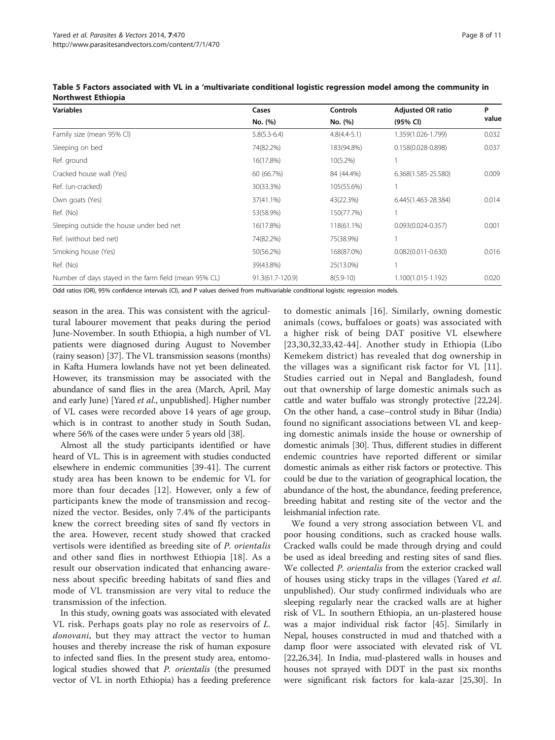**Table 5 Factors associated with VL in a 'multivariate conditional logistic regression model among the community in Northwest Ethiopia**

| Variables | Cases No. (%) | Controls No. (%) | Adjusted OR ratio (95% CI) | P value |
|---|---|---|---|---|
| Family size (mean 95% CI) | 5.8(5.3-6.4) | 4.8(4.4-5.1) | 1.359(1.026-1.799) | 0.032 |
| Sleeping on bed | 74(82.2%) | 183(94.8%) | 0.158(0.028-0.898) | 0.037 |
| Ref. ground | 16(17.8%) | 10(5.2%) | 1 | |
| Cracked house wall (Yes) | 60 (66.7%) | 84 (44.4%) | 6.368(1.585-25.580) | 0.009 |
| Ref. (un-cracked) | 30(33.3%) | 105(55.6%) | 1 | |
| Own goats (Yes) | 37(41.1%) | 43(22.3%) | 6.445(1.463-28.384) | 0.014 |
| Ref. (No) | 53(58.9%) | 150(77.7%) | 1 | |
| Sleeping outside the house under bed net | 16(17.8%) | 118(61.1%) | 0.093(0.024-0.357) | 0.001 |
| Ref. (without bed net) | 74(82.2%) | 75(38.9%) | 1 | |
| Smoking house (Yes) | 50(56.2%) | 168(87.0%) | 0.082(0.011-0.630) | 0.016 |
| Ref. (No) | 39(43.8%) | 25(13.0%) | 1 | |
| Number of days stayed in the farm field (mean 95% CL) | 91.3(61.7-120.9) | 8(5.9-10) | 1.100(1.015-1.192) | 0.020 |

Odd ratios (OR), 95% confidence intervals (CI), and P values derived from multivariable conditional logistic regression models.

season in the area. This was consistent with the agricultural labourer movement that peaks during the period June-November. In south Ethiopia, a high number of VL patients were diagnosed during August to November (rainy season) [37]. The VL transmission seasons (months) in Kafta Humera lowlands have not yet been delineated. However, its transmission may be associated with the abundance of sand flies in the area (March, April, May and early June) [Yared *et al.*, unpublished]. Higher number of VL cases were recorded above 14 years of age group, which is in contrast to another study in South Sudan, where 56% of the cases were under 5 years old [38].

Almost all the study participants identified or have heard of VL. This is in agreement with studies conducted elsewhere in endemic communities [39-41]. The current study area has been known to be endemic for VL for more than four decades [12]. However, only a few of participants knew the mode of transmission and recognized the vector. Besides, only 7.4% of the participants knew the correct breeding sites of sand fly vectors in the area. However, recent study showed that cracked vertisols were identified as breeding site of *P. orientalis* and other sand flies in northwest Ethiopia [18]. As a result our observation indicated that enhancing awareness about specific breeding habitats of sand flies and mode of VL transmission are very vital to reduce the transmission of the infection.

In this study, owning goats was associated with elevated VL risk. Perhaps goats play no role as reservoirs of *L. donovani*, but they may attract the vector to human houses and thereby increase the risk of human exposure to infected sand flies. In the present study area, entomological studies showed that *P. orientalis* (the presumed vector of VL in north Ethiopia) has a feeding preference to domestic animals [16]. Similarly, owning domestic animals (cows, buffaloes or goats) was associated with a higher risk of being DAT positive VL elsewhere [23,30,32,33,42-44]. Another study in Ethiopia (Libo Kemekem district) has revealed that dog ownership in the villages was a significant risk factor for VL [11]. Studies carried out in Nepal and Bangladesh, found out that ownership of large domestic animals such as cattle and water buffalo was strongly protective [22,24]. On the other hand, a case–control study in Bihar (India) found no significant associations between VL and keeping domestic animals inside the house or ownership of domestic animals [30]. Thus, different studies in different endemic countries have reported different or similar domestic animals as either risk factors or protective. This could be due to the variation of geographical location, the abundance of the host, the abundance, feeding preference, breeding habitat and resting site of the vector and the leishmanial infection rate.

We found a very strong association between VL and poor housing conditions, such as cracked house walls. Cracked walls could be made through drying and could be used as ideal breeding and resting sites of sand flies. We collected *P. orientalis* from the exterior cracked wall of houses using sticky traps in the villages (Yared *et al.* unpublished). Our study confirmed individuals who are sleeping regularly near the cracked walls are at higher risk of VL. In southern Ethiopia, an un-plastered house was a major individual risk factor [45]. Similarly in Nepal, houses constructed in mud and thatched with a damp floor were associated with elevated risk of VL [22,26,34]. In India, mud-plastered walls in houses and houses not sprayed with DDT in the past six months were significant risk factors for kala-azar [25,30]. In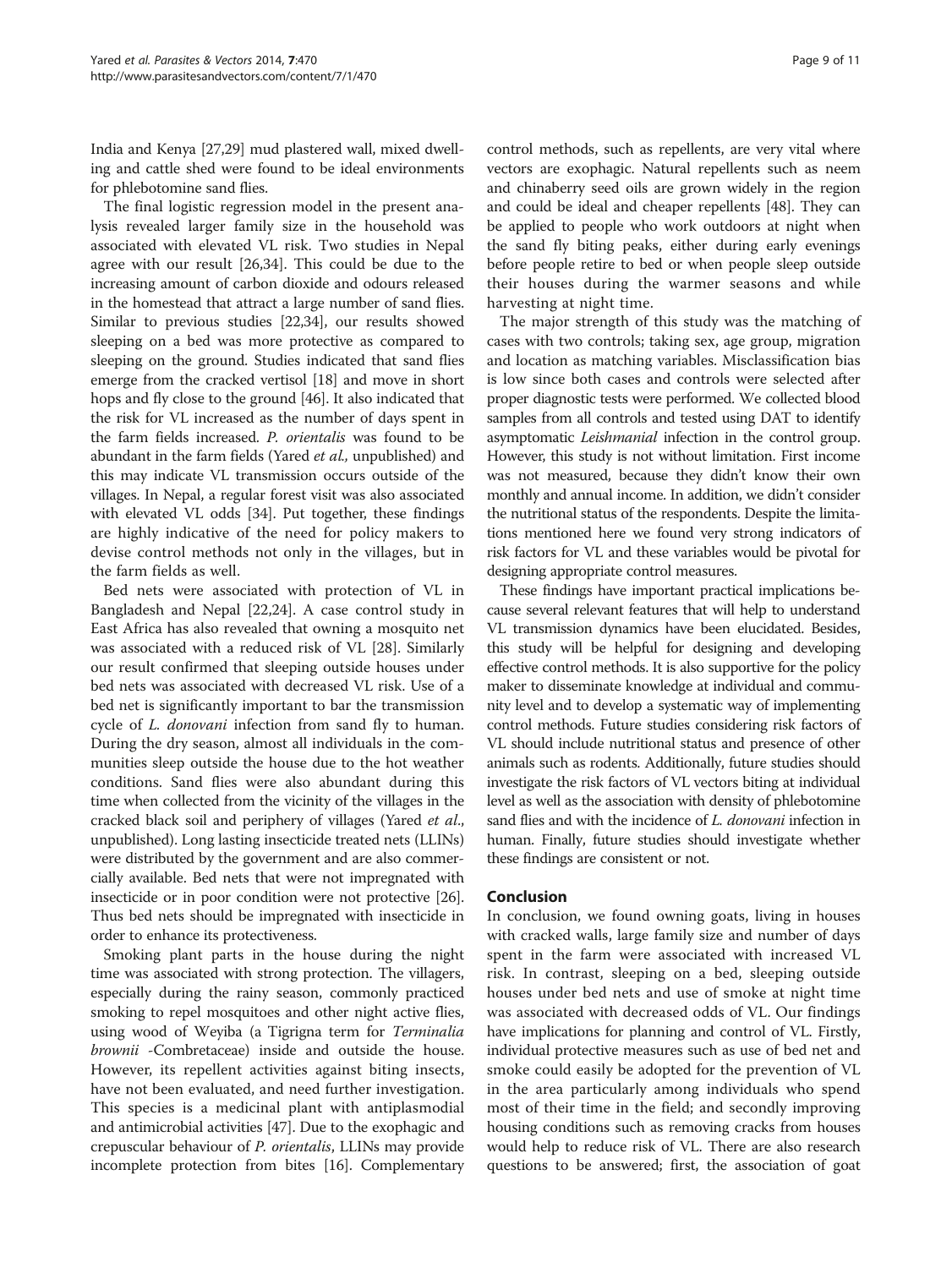India and Kenya [27,29] mud plastered wall, mixed dwelling and cattle shed were found to be ideal environments for phlebotomine sand flies.

The final logistic regression model in the present analysis revealed larger family size in the household was associated with elevated VL risk. Two studies in Nepal agree with our result [26,34]. This could be due to the increasing amount of carbon dioxide and odours released in the homestead that attract a large number of sand flies. Similar to previous studies [22,34], our results showed sleeping on a bed was more protective as compared to sleeping on the ground. Studies indicated that sand flies emerge from the cracked vertisol [18] and move in short hops and fly close to the ground [46]. It also indicated that the risk for VL increased as the number of days spent in the farm fields increased. *P. orientalis* was found to be abundant in the farm fields (Yared *et al.*, unpublished) and this may indicate VL transmission occurs outside of the villages. In Nepal, a regular forest visit was also associated with elevated VL odds [34]. Put together, these findings are highly indicative of the need for policy makers to devise control methods not only in the villages, but in the farm fields as well.

Bed nets were associated with protection of VL in Bangladesh and Nepal [22,24]. A case control study in East Africa has also revealed that owning a mosquito net was associated with a reduced risk of VL [28]. Similarly our result confirmed that sleeping outside houses under bed nets was associated with decreased VL risk. Use of a bed net is significantly important to bar the transmission cycle of *L. donovani* infection from sand fly to human. During the dry season, almost all individuals in the communities sleep outside the house due to the hot weather conditions. Sand flies were also abundant during this time when collected from the vicinity of the villages in the cracked black soil and periphery of villages (Yared *et al.*, unpublished). Long lasting insecticide treated nets (LLINs) were distributed by the government and are also commercially available. Bed nets that were not impregnated with insecticide or in poor condition were not protective [26]. Thus bed nets should be impregnated with insecticide in order to enhance its protectiveness.

Smoking plant parts in the house during the night time was associated with strong protection. The villagers, especially during the rainy season, commonly practiced smoking to repel mosquitoes and other night active flies, using wood of Weyiba (a Tigrigna term for *Terminalia brownii* -Combretaceae) inside and outside the house. However, its repellent activities against biting insects, have not been evaluated, and need further investigation. This species is a medicinal plant with antiplasmodial and antimicrobial activities [47]. Due to the exophagic and crepuscular behaviour of *P. orientalis*, LLINs may provide incomplete protection from bites [16]. Complementary control methods, such as repellents, are very vital where vectors are exophagic. Natural repellents such as neem and chinaberry seed oils are grown widely in the region and could be ideal and cheaper repellents [48]. They can be applied to people who work outdoors at night when the sand fly biting peaks, either during early evenings before people retire to bed or when people sleep outside their houses during the warmer seasons and while harvesting at night time.

The major strength of this study was the matching of cases with two controls; taking sex, age group, migration and location as matching variables. Misclassification bias is low since both cases and controls were selected after proper diagnostic tests were performed. We collected blood samples from all controls and tested using DAT to identify asymptomatic *Leishmanial* infection in the control group. However, this study is not without limitation. First income was not measured, because they didn't know their own monthly and annual income. In addition, we didn't consider the nutritional status of the respondents. Despite the limitations mentioned here we found very strong indicators of risk factors for VL and these variables would be pivotal for designing appropriate control measures.

These findings have important practical implications because several relevant features that will help to understand VL transmission dynamics have been elucidated. Besides, this study will be helpful for designing and developing effective control methods. It is also supportive for the policy maker to disseminate knowledge at individual and community level and to develop a systematic way of implementing control methods. Future studies considering risk factors of VL should include nutritional status and presence of other animals such as rodents. Additionally, future studies should investigate the risk factors of VL vectors biting at individual level as well as the association with density of phlebotomine sand flies and with the incidence of *L. donovani* infection in human. Finally, future studies should investigate whether these findings are consistent or not.

## Conclusion

In conclusion, we found owning goats, living in houses with cracked walls, large family size and number of days spent in the farm were associated with increased VL risk. In contrast, sleeping on a bed, sleeping outside houses under bed nets and use of smoke at night time was associated with decreased odds of VL. Our findings have implications for planning and control of VL. Firstly, individual protective measures such as use of bed net and smoke could easily be adopted for the prevention of VL in the area particularly among individuals who spend most of their time in the field; and secondly improving housing conditions such as removing cracks from houses would help to reduce risk of VL. There are also research questions to be answered; first, the association of goat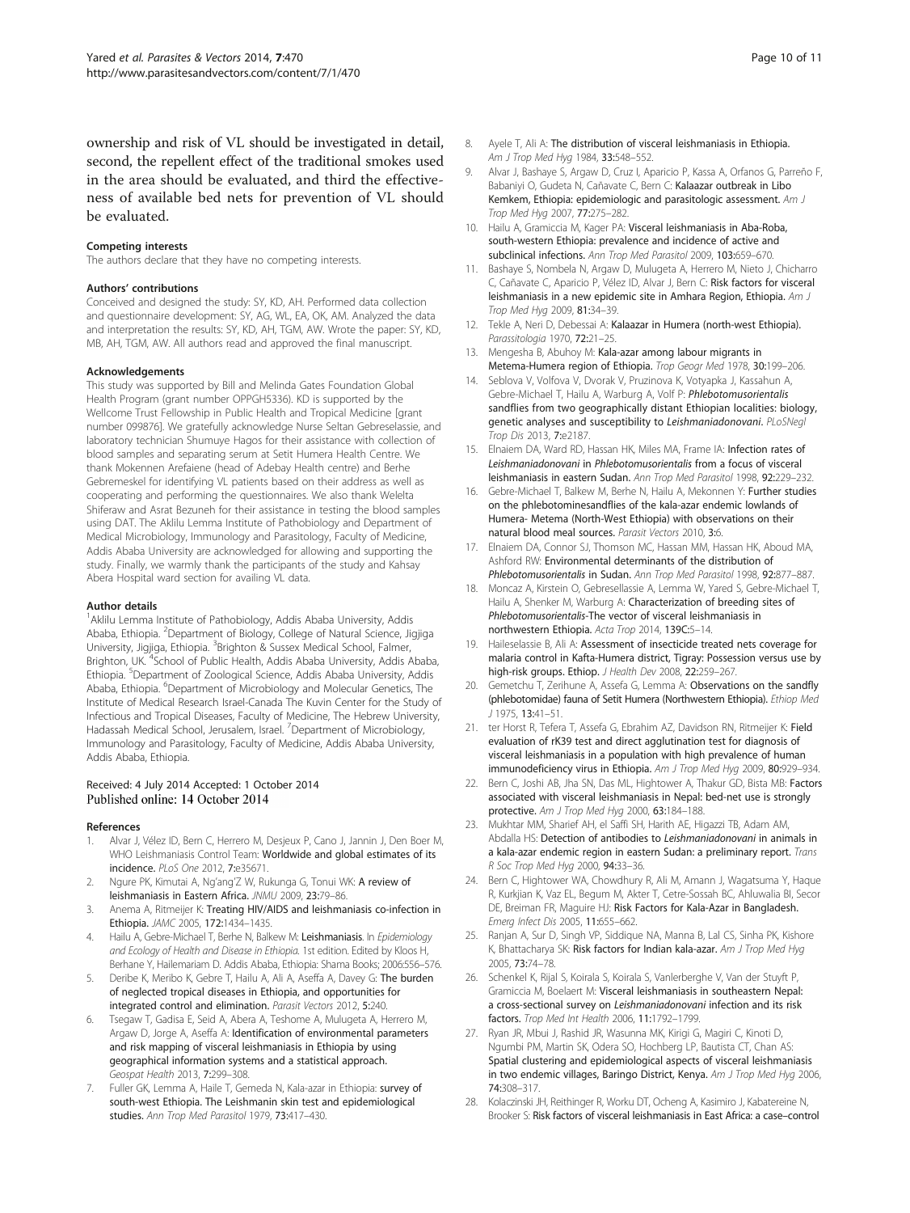ownership and risk of VL should be investigated in detail, second, the repellent effect of the traditional smokes used in the area should be evaluated, and third the effectiveness of available bed nets for prevention of VL should be evaluated.

#### Competing interests

The authors declare that they have no competing interests.

#### Authors' contributions

Conceived and designed the study: SY, KD, AH. Performed data collection and questionnaire development: SY, AG, WL, EA, OK, AM. Analyzed the data and interpretation the results: SY, KD, AH, TGM, AW. Wrote the paper: SY, KD, MB, AH, TGM, AW. All authors read and approved the final manuscript.

#### Acknowledgements

This study was supported by Bill and Melinda Gates Foundation Global Health Program (grant number OPPGH5336). KD is supported by the Wellcome Trust Fellowship in Public Health and Tropical Medicine [grant number 099876]. We gratefully acknowledge Nurse Seltan Gebreselassie, and laboratory technician Shumuye Hagos for their assistance with collection of blood samples and separating serum at Setit Humera Health Centre. We thank Mokennen Arefaiene (head of Adebay Health centre) and Berhe Gebremeskel for identifying VL patients based on their address as well as cooperating and performing the questionnaires. We also thank Welelta Shiferaw and Asrat Bezuneh for their assistance in testing the blood samples using DAT. The Aklilu Lemma Institute of Pathobiology and Department of Medical Microbiology, Immunology and Parasitology, Faculty of Medicine, Addis Ababa University are acknowledged for allowing and supporting the study. Finally, we warmly thank the participants of the study and Kahsay Abera Hospital ward section for availing VL data.

#### Author details

[1]Aklilu Lemma Institute of Pathobiology, Addis Ababa University, Addis Ababa, Ethiopia. [2]Department of Biology, College of Natural Science, Jigjiga University, Jigjiga, Ethiopia. [3]Brighton & Sussex Medical School, Falmer, Brighton, UK. [4]School of Public Health, Addis Ababa University, Addis Ababa, Ethiopia. [5]Department of Zoological Science, Addis Ababa University, Addis Ababa, Ethiopia. [6]Department of Microbiology and Molecular Genetics, The Institute of Medical Research Israel-Canada The Kuvin Center for the Study of Infectious and Tropical Diseases, Faculty of Medicine, The Hebrew University, Hadassah Medical School, Jerusalem, Israel. [7]Department of Microbiology, Immunology and Parasitology, Faculty of Medicine, Addis Ababa University, Addis Ababa, Ethiopia.

Received: 4 July 2014 Accepted: 1 October 2014
Published online: 14 October 2014

#### References

1. Alvar J, Vélez ID, Bern C, Herrero M, Desjeux P, Cano J, Jannin J, Den Boer M, WHO Leishmaniasis Control Team: **Worldwide and global estimates of its incidence.** *PLoS One* 2012, **7:**e35671.
2. Ngure PK, Kimutai A, Ng'ang'Z W, Rukunga G, Tonui WK: **A review of leishmaniasis in Eastern Africa.** *JNMU* 2009, **23:**79–86.
3. Anema A, Ritmeijer K: **Treating HIV/AIDS and leishmaniasis co-infection in Ethiopia.** *JAMC* 2005, **172:**1434–1435.
4. Hailu A, Gebre-Michael T, Berhe N, Balkew M: **Leishmaniasis.** In *Epidemiology and Ecology of Health and Disease in Ethiopia.* 1st edition. Edited by Kloos H, Berhane Y, Hailemariam D. Addis Ababa, Ethiopia: Shama Books; 2006:556–576.
5. Deribe K, Meribo K, Gebre T, Hailu A, Ali A, Aseffa A, Davey G: **The burden of neglected tropical diseases in Ethiopia, and opportunities for integrated control and elimination.** *Parasit Vectors* 2012, **5:**240.
6. Tsegaw T, Gadisa E, Seid A, Abera A, Teshome A, Mulugeta A, Herrero M, Argaw D, Jorge A, Aseffa A: **Identification of environmental parameters and risk mapping of visceral leishmaniasis in Ethiopia by using geographical information systems and a statistical approach.** *Geospat Health* 2013, **7:**299–308.
7. Fuller GK, Lemma A, Haile T, Gemeda N, Kala-azar in Ethiopia: **survey of south-west Ethiopia. The Leishmanin skin test and epidemiological studies.** *Ann Trop Med Parasitol* 1979, **73:**417–430.
8. Ayele T, Ali A: **The distribution of visceral leishmaniasis in Ethiopia.** *Am J Trop Med Hyg* 1984, **33:**548–552.
9. Alvar J, Bashaye S, Argaw D, Cruz I, Aparicio P, Kassa A, Orfanos G, Parreño F, Babaniyi O, Gudeta N, Cañavate C, Bern C: **Kalaazar outbreak in Libo Kemkem, Ethiopia: epidemiologic and parasitologic assessment.** *Am J Trop Med Hyg* 2007, **77:**275–282.
10. Hailu A, Gramiccia M, Kager PA: **Visceral leishmaniasis in Aba-Roba, south-western Ethiopia: prevalence and incidence of active and subclinical infections.** *Ann Trop Med Parasitol* 2009, **103:**659–670.
11. Bashaye S, Nombela N, Argaw D, Mulugeta A, Herrero M, Nieto J, Chicharro C, Cañavate C, Aparicio P, Vélez ID, Alvar J, Bern C: **Risk factors for visceral leishmaniasis in a new epidemic site in Amhara Region, Ethiopia.** *Am J Trop Med Hyg* 2009, **81:**34–39.
12. Tekle A, Neri D, Debessai A: **Kalaazar in Humera (north-west Ethiopia).** *Parassitologia* 1970, **72:**21–25.
13. Mengesha B, Abuhoy M: **Kala-azar among labour migrants in Metema-Humera region of Ethiopia.** *Trop Geogr Med* 1978, **30:**199–206.
14. Seblova V, Volfova V, Dvorak V, Pruzinova K, Votyapka J, Kassahun A, Gebre-Michael T, Hailu A, Warburg A, Volf P: ***Phlebotomusorientalis* sandflies from two geographically distant Ethiopian localities: biology, genetic analyses and susceptibility to *Leishmaniadonovani*.** *PLoSNegl Trop Dis* 2013, **7:**e2187.
15. Elnaiem DA, Ward RD, Hassan HK, Miles MA, Frame IA: **Infection rates of *Leishmaniadonovani* in *Phlebotomusorientalis* from a focus of visceral leishmaniasis in eastern Sudan.** *Ann Trop Med Parasitol* 1998, **92:**229–232.
16. Gebre-Michael T, Balkew M, Berhe N, Hailu A, Mekonnen Y: **Further studies on the phlebotominesandflies of the kala-azar endemic lowlands of Humera- Metema (North-West Ethiopia) with observations on their natural blood meal sources.** *Parasit Vectors* 2010, **3:**6.
17. Elnaiem DA, Connor SJ, Thomson MC, Hassan MM, Hassan HK, Aboud MA, Ashford RW: **Environmental determinants of the distribution of *Phlebotomusorientalis* in Sudan.** *Ann Trop Med Parasitol* 1998, **92:**877–887.
18. Moncaz A, Kirstein O, Gebresellassie A, Lemma W, Yared S, Gebre-Michael T, Hailu A, Shenker M, Warburg A: **Characterization of breeding sites of *Phlebotomusorientalis*-The vector of visceral leishmaniasis in northwestern Ethiopia.** *Acta Trop* 2014, **139C:**5–14.
19. Haileselassie B, Ali A: **Assessment of insecticide treated nets coverage for malaria control in Kafta-Humera district, Tigray: Possession versus use by high-risk groups. Ethiop.** *J Health Dev* 2008, **22:**259–267.
20. Gemetchu T, Zerihune A, Assefa G, Lemma A: **Observations on the sandfly (phlebotomidae) fauna of Setit Humera (Northwestern Ethiopia).** *Ethiop Med J* 1975, **13:**41–51.
21. ter Horst R, Tefera T, Assefa G, Ebrahim AZ, Davidson RN, Ritmeijer K: **Field evaluation of rK39 test and direct agglutination test for diagnosis of visceral leishmaniasis in a population with high prevalence of human immunodeficiency virus in Ethiopia.** *Am J Trop Med Hyg* 2009, **80:**929–934.
22. Bern C, Joshi AB, Jha SN, Das ML, Hightower A, Thakur GD, Bista MB: **Factors associated with visceral leishmaniasis in Nepal: bed-net use is strongly protective.** *Am J Trop Med Hyg* 2000, **63:**184–188.
23. Mukhtar MM, Sharief AH, el Saffi SH, Harith AE, Higazzi TB, Adam AM, Abdalla HS: **Detection of antibodies to *Leishmaniadonovani* in animals in a kala-azar endemic region in eastern Sudan: a preliminary report.** *Trans R Soc Trop Med Hyg* 2000, **94:**33–36.
24. Bern C, Hightower WA, Chowdhury R, Ali M, Amann J, Wagatsuma Y, Haque R, Kurkjian K, Vaz EL, Begum M, Akter T, Cetre-Sossah BC, Ahluwalia BI, Secor DE, Breiman FR, Maguire HJ: **Risk Factors for Kala-Azar in Bangladesh.** *Emerg Infect Dis* 2005, **11:**655–662.
25. Ranjan A, Sur D, Singh VP, Siddique NA, Manna B, Lal CS, Sinha PK, Kishore K, Bhattacharya SK: **Risk factors for Indian kala-azar.** *Am J Trop Med Hyg* 2005, **73:**74–78.
26. Schenkel K, Rijal S, Koirala S, Koirala S, Vanlerberghe V, Van der Stuyft P, Gramiccia M, Boelaert M: **Visceral leishmaniasis in southeastern Nepal: a cross-sectional survey on *Leishmaniadonovani* infection and its risk factors.** *Trop Med Int Health* 2006, **11:**1792–1799.
27. Ryan JR, Mbui J, Rashid JR, Wasunna MK, Kirigi G, Magiri C, Kinoti D, Ngumbi PM, Martin SK, Odera SO, Hochberg LP, Bautista CT, Chan AS: **Spatial clustering and epidemiological aspects of visceral leishmaniasis in two endemic villages, Baringo District, Kenya.** *Am J Trop Med Hyg* 2006, **74:**308–317.
28. Kolaczinski JH, Reithinger R, Worku DT, Ocheng A, Kasimiro J, Kabatereine N, Brooker S: **Risk factors of visceral leishmaniasis in East Africa: a case–control**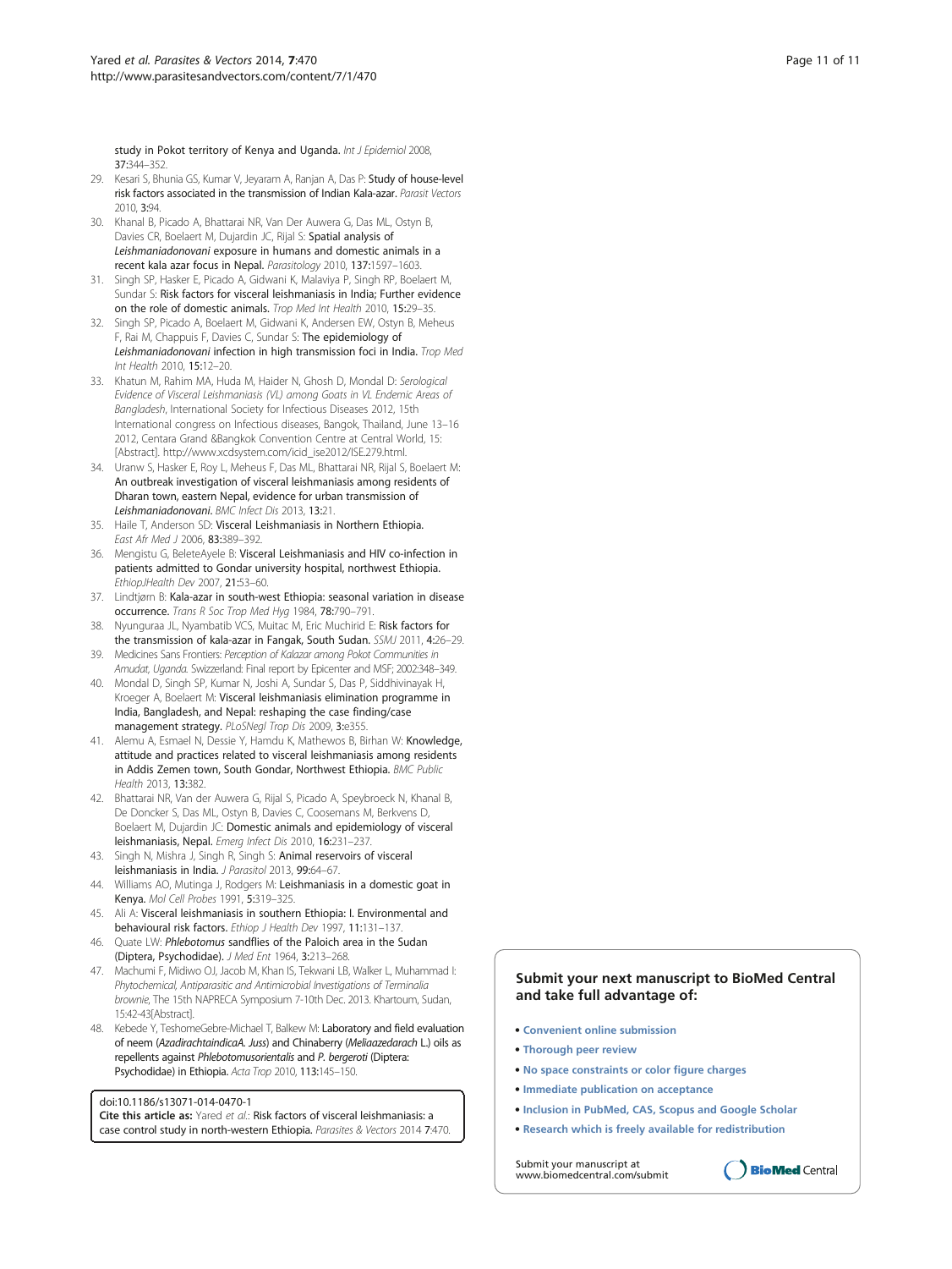study in Pokot territory of Kenya and Uganda. *Int J Epidemiol* 2008, 37:344–352.

29. Kesari S, Bhunia GS, Kumar V, Jeyaram A, Ranjan A, Das P: **Study of house-level risk factors associated in the transmission of Indian Kala-azar.** *Parasit Vectors* 2010, **3**:94.
30. Khanal B, Picado A, Bhattarai NR, Van Der Auwera G, Das ML, Ostyn B, Davies CR, Boelaert M, Dujardin JC, Rijal S: **Spatial analysis of *Leishmaniadonovani* exposure in humans and domestic animals in a recent kala azar focus in Nepal.** *Parasitology* 2010, **137**:1597–1603.
31. Singh SP, Hasker E, Picado A, Gidwani K, Malaviya P, Singh RP, Boelaert M, Sundar S: **Risk factors for visceral leishmaniasis in India; Further evidence on the role of domestic animals.** *Trop Med Int Health* 2010, **15**:29–35.
32. Singh SP, Picado A, Boelaert M, Gidwani K, Andersen EW, Ostyn B, Meheus F, Rai M, Chappuis F, Davies C, Sundar S: **The epidemiology of *Leishmaniadonovani* infection in high transmission foci in India.** *Trop Med Int Health* 2010, **15**:12–20.
33. Khatun M, Rahim MA, Huda M, Haider N, Ghosh D, Mondal D: *Serological Evidence of Visceral Leishmaniasis (VL) among Goats in VL Endemic Areas of Bangladesh*, International Society for Infectious Diseases 2012, 15th International congress on Infectious diseases, Bangok, Thailand, June 13–16 2012, Centara Grand &Bangkok Convention Centre at Central World, 15: [Abstract]. http://www.xcdsystem.com/icid_ise2012/ISE.279.html.
34. Uranw S, Hasker E, Roy L, Meheus F, Das ML, Bhattarai NR, Rijal S, Boelaert M: **An outbreak investigation of visceral leishmaniasis among residents of Dharan town, eastern Nepal, evidence for urban transmission of *Leishmaniadonovani*.** *BMC Infect Dis* 2013, **13**:21.
35. Haile T, Anderson SD: **Visceral Leishmaniasis in Northern Ethiopia.** *East Afr Med J* 2006, **83**:389–392.
36. Mengistu G, BeleteAyele B: **Visceral Leishmaniasis and HIV co-infection in patients admitted to Gondar university hospital, northwest Ethiopia.** *EthiopJHealth Dev* 2007, **21**:53–60.
37. Lindtjørn B: **Kala-azar in south-west Ethiopia: seasonal variation in disease occurrence.** *Trans R Soc Trop Med Hyg* 1984, **78**:790–791.
38. Nyunguraa JL, Nyambatib VCS, Muitac M, Eric Muchirid E: **Risk factors for the transmission of kala-azar in Fangak, South Sudan.** *SSMJ* 2011, **4**:26–29.
39. Medicines Sans Frontiers: *Perception of Kalazar among Pokot Communities in Amudat, Uganda.* Swizzerland: Final report by Epicenter and MSF; 2002:348–349.
40. Mondal D, Singh SP, Kumar N, Joshi A, Sundar S, Das P, Siddhivinayak H, Kroeger A, Boelaert M: **Visceral leishmaniasis elimination programme in India, Bangladesh, and Nepal: reshaping the case finding/case management strategy.** *PLoSNegl Trop Dis* 2009, **3**:e355.
41. Alemu A, Esmael N, Dessie Y, Hamdu K, Mathewos B, Birhan W: **Knowledge, attitude and practices related to visceral leishmaniasis among residents in Addis Zemen town, South Gondar, Northwest Ethiopia.** *BMC Public Health* 2013, **13**:382.
42. Bhattarai NR, Van der Auwera G, Rijal S, Picado A, Speybroeck N, Khanal B, De Doncker S, Das ML, Ostyn B, Davies C, Coosemans M, Berkvens D, Boelaert M, Dujardin JC: **Domestic animals and epidemiology of visceral leishmaniasis, Nepal.** *Emerg Infect Dis* 2010, **16**:231–237.
43. Singh N, Mishra J, Singh R, Singh S: **Animal reservoirs of visceral leishmaniasis in India.** *J Parasitol* 2013, **99**:64–67.
44. Williams AO, Mutinga J, Rodgers M: **Leishmaniasis in a domestic goat in Kenya.** *Mol Cell Probes* 1991, **5**:319–325.
45. Ali A: **Visceral leishmaniasis in southern Ethiopia: I. Environmental and behavioural risk factors.** *Ethiop J Health Dev* 1997, **11**:131–137.
46. Quate LW: ***Phlebotomus* sandflies of the Paloich area in the Sudan (Diptera, Psychodidae).** *J Med Ent* 1964, **3**:213–268.
47. Machumi F, Midiwo OJ, Jacob M, Khan IS, Tekwani LB, Walker L, Muhammad I: *Phytochemical, Antiparasitic and Antimicrobial Investigations of Terminalia brownie*, The 15th NAPRECA Symposium 7-10th Dec. 2013. Khartoum, Sudan, 15:42-43[Abstract].
48. Kebede Y, TeshomeGebre-Michael T, Balkew M: **Laboratory and field evaluation of neem (*AzadirachtaindicaA. Juss*) and Chinaberry (*Meliaazedarach* L.) oils as repellents against *Phlebotomusorientalis* and *P. bergeroti* (Diptera: Psychodidae) in Ethiopia.** *Acta Trop* 2010, **113**:145–150.

doi:10.1186/s13071-014-0470-1
**Cite this article as:** Yared *et al.*: Risk factors of visceral leishmaniasis: a case control study in north-western Ethiopia. *Parasites & Vectors* 2014 **7**:470.

**Submit your next manuscript to BioMed Central and take full advantage of:**

- **Convenient online submission**
- **Thorough peer review**
- **No space constraints or color figure charges**
- **Immediate publication on acceptance**
- **Inclusion in PubMed, CAS, Scopus and Google Scholar**
- **Research which is freely available for redistribution**

Submit your manuscript at
www.biomedcentral.com/submit

BioMed Central